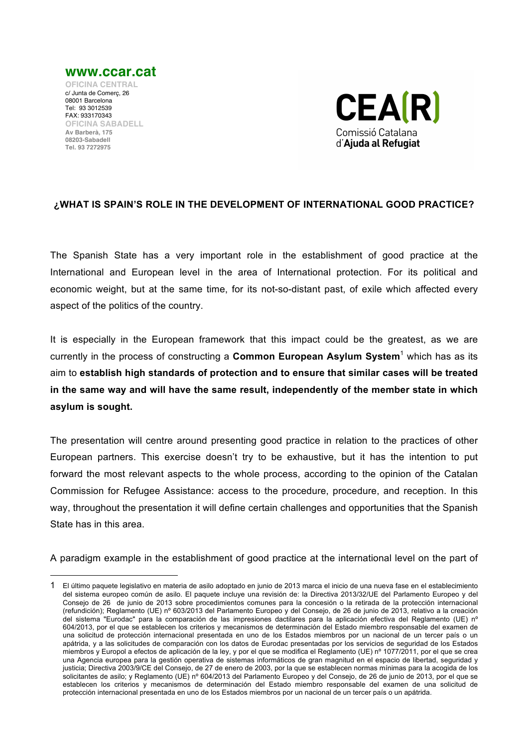**www.ccar.cat**

**OFICINA CENTRAL**
c/ Junta de Comerç, 26
08001 Barcelona
Tel: 93 3012539
FAX: 933170343
**OFICINA SABADELL**
**Av Barberà, 175**
**08203-Sabadell**
**Tel. 93 7272975**

**CEA(R)**
Comissió Catalana
d'**Ajuda al Refugiat**

## ¿WHAT IS SPAIN'S ROLE IN THE DEVELOPMENT OF INTERNATIONAL GOOD PRACTICE?

The Spanish State has a very important role in the establishment of good practice at the International and European level in the area of International protection. For its political and economic weight, but at the same time, for its not-so-distant past, of exile which affected every aspect of the politics of the country.

It is especially in the European framework that this impact could be the greatest, as we are currently in the process of constructing a **Common European Asylum System**[1] which has as its aim to **establish high standards of protection and to ensure that similar cases will be treated in the same way and will have the same result, independently of the member state in which asylum is sought.**

The presentation will centre around presenting good practice in relation to the practices of other European partners. This exercise doesn't try to be exhaustive, but it has the intention to put forward the most relevant aspects to the whole process, according to the opinion of the Catalan Commission for Refugee Assistance: access to the procedure, procedure, and reception. In this way, throughout the presentation it will define certain challenges and opportunities that the Spanish State has in this area.

A paradigm example in the establishment of good practice at the international level on the part of

---

[1] El último paquete legislativo en materia de asilo adoptado en junio de 2013 marca el inicio de una nueva fase en el establecimiento del sistema europeo común de asilo. El paquete incluye una revisión de: la Directiva 2013/32/UE del Parlamento Europeo y del Consejo de 26 de junio de 2013 sobre procedimientos comunes para la concesión o la retirada de la protección internacional (refundición); Reglamento (UE) nº 603/2013 del Parlamento Europeo y del Consejo, de 26 de junio de 2013, relativo a la creación del sistema "Eurodac" para la comparación de las impresiones dactilares para la aplicación efectiva del Reglamento (UE) nº 604/2013, por el que se establecen los criterios y mecanismos de determinación del Estado miembro responsable del examen de una solicitud de protección internacional presentada en uno de los Estados miembros por un nacional de un tercer país o un apátrida, y a las solicitudes de comparación con los datos de Eurodac presentadas por los servicios de seguridad de los Estados miembros y Europol a efectos de aplicación de la ley, y por el que se modifica el Reglamento (UE) nº 1077/2011, por el que se crea una Agencia europea para la gestión operativa de sistemas informáticos de gran magnitud en el espacio de libertad, seguridad y justicia; Directiva 2003/9/CE del Consejo, de 27 de enero de 2003, por la que se establecen normas mínimas para la acogida de los solicitantes de asilo; y Reglamento (UE) nº 604/2013 del Parlamento Europeo y del Consejo, de 26 de junio de 2013, por el que se establecen los criterios y mecanismos de determinación del Estado miembro responsable del examen de una solicitud de protección internacional presentada en uno de los Estados miembros por un nacional de un tercer país o un apátrida.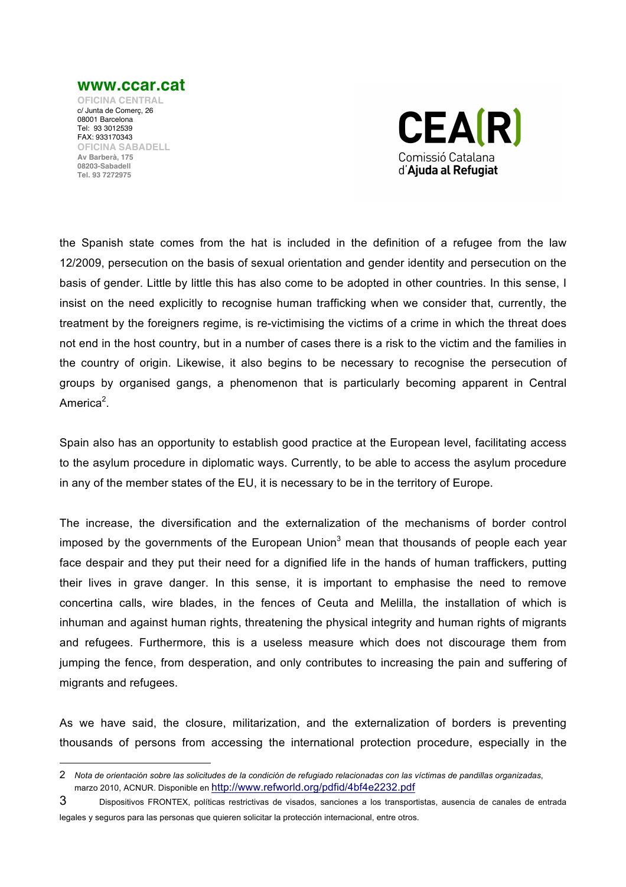the Spanish state comes from the hat is included in the definition of a refugee from the law 12/2009, persecution on the basis of sexual orientation and gender identity and persecution on the basis of gender. Little by little this has also come to be adopted in other countries. In this sense, I insist on the need explicitly to recognise human trafficking when we consider that, currently, the treatment by the foreigners regime, is re-victimising the victims of a crime in which the threat does not end in the host country, but in a number of cases there is a risk to the victim and the families in the country of origin. Likewise, it also begins to be necessary to recognise the persecution of groups by organised gangs, a phenomenon that is particularly becoming apparent in Central America[2].

Spain also has an opportunity to establish good practice at the European level, facilitating access to the asylum procedure in diplomatic ways. Currently, to be able to access the asylum procedure in any of the member states of the EU, it is necessary to be in the territory of Europe.

The increase, the diversification and the externalization of the mechanisms of border control imposed by the governments of the European Union[3] mean that thousands of people each year face despair and they put their need for a dignified life in the hands of human traffickers, putting their lives in grave danger. In this sense, it is important to emphasise the need to remove concertina calls, wire blades, in the fences of Ceuta and Melilla, the installation of which is inhuman and against human rights, threatening the physical integrity and human rights of migrants and refugees. Furthermore, this is a useless measure which does not discourage them from jumping the fence, from desperation, and only contributes to increasing the pain and suffering of migrants and refugees.

As we have said, the closure, militarization, and the externalization of borders is preventing thousands of persons from accessing the international protection procedure, especially in the

---

2 *Nota de orientación sobre las solicitudes de la condición de refugiado relacionadas con las víctimas de pandillas organizadas*, marzo 2010, ACNUR. Disponible en http://www.refworld.org/pdfid/4bf4e2232.pdf

3 Dispositivos FRONTEX, políticas restrictivas de visados, sanciones a los transportistas, ausencia de canales de entrada legales y seguros para las personas que quieren solicitar la protección internacional, entre otros.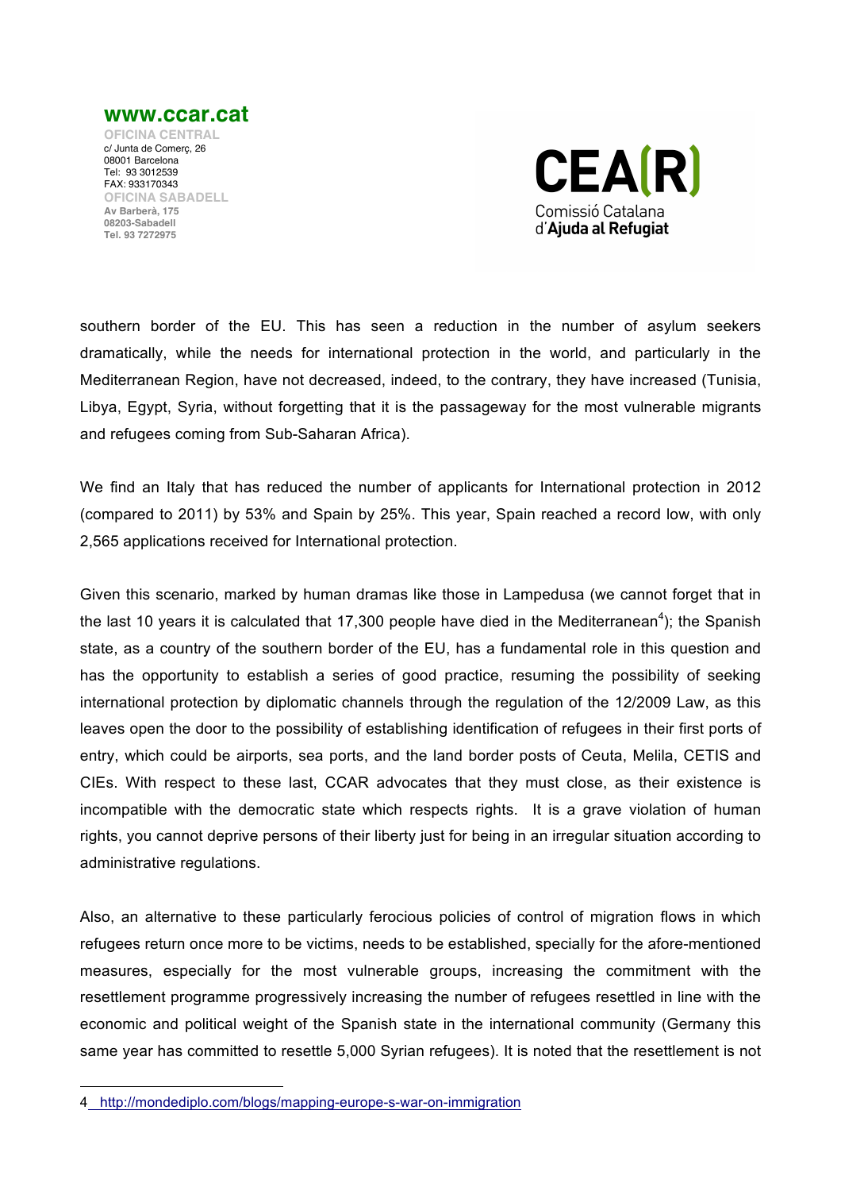southern border of the EU. This has seen a reduction in the number of asylum seekers dramatically, while the needs for international protection in the world, and particularly in the Mediterranean Region, have not decreased, indeed, to the contrary, they have increased (Tunisia, Libya, Egypt, Syria, without forgetting that it is the passageway for the most vulnerable migrants and refugees coming from Sub-Saharan Africa).

We find an Italy that has reduced the number of applicants for International protection in 2012 (compared to 2011) by 53% and Spain by 25%. This year, Spain reached a record low, with only 2,565 applications received for International protection.

Given this scenario, marked by human dramas like those in Lampedusa (we cannot forget that in the last 10 years it is calculated that 17,300 people have died in the Mediterranean[4]); the Spanish state, as a country of the southern border of the EU, has a fundamental role in this question and has the opportunity to establish a series of good practice, resuming the possibility of seeking international protection by diplomatic channels through the regulation of the 12/2009 Law, as this leaves open the door to the possibility of establishing identification of refugees in their first ports of entry, which could be airports, sea ports, and the land border posts of Ceuta, Melila, CETIS and CIEs. With respect to these last, CCAR advocates that they must close, as their existence is incompatible with the democratic state which respects rights. It is a grave violation of human rights, you cannot deprive persons of their liberty just for being in an irregular situation according to administrative regulations.

Also, an alternative to these particularly ferocious policies of control of migration flows in which refugees return once more to be victims, needs to be established, specially for the afore-mentioned measures, especially for the most vulnerable groups, increasing the commitment with the resettlement programme progressively increasing the number of refugees resettled in line with the economic and political weight of the Spanish state in the international community (Germany this same year has committed to resettle 5,000 Syrian refugees). It is noted that the resettlement is not

---

4 http://mondediplo.com/blogs/mapping-europe-s-war-on-immigration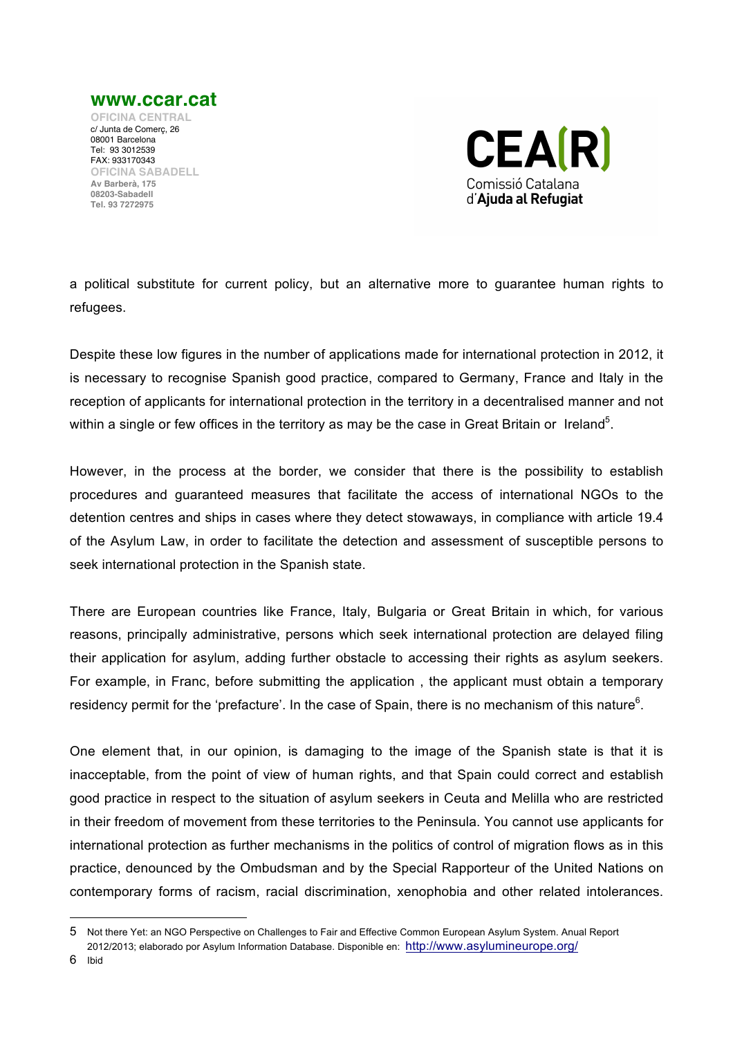a political substitute for current policy, but an alternative more to guarantee human rights to refugees.

Despite these low figures in the number of applications made for international protection in 2012, it is necessary to recognise Spanish good practice, compared to Germany, France and Italy in the reception of applicants for international protection in the territory in a decentralised manner and not within a single or few offices in the territory as may be the case in Great Britain or Ireland[5].

However, in the process at the border, we consider that there is the possibility to establish procedures and guaranteed measures that facilitate the access of international NGOs to the detention centres and ships in cases where they detect stowaways, in compliance with article 19.4 of the Asylum Law, in order to facilitate the detection and assessment of susceptible persons to seek international protection in the Spanish state.

There are European countries like France, Italy, Bulgaria or Great Britain in which, for various reasons, principally administrative, persons which seek international protection are delayed filing their application for asylum, adding further obstacle to accessing their rights as asylum seekers. For example, in Franc, before submitting the application , the applicant must obtain a temporary residency permit for the 'prefacture'. In the case of Spain, there is no mechanism of this nature[6].

One element that, in our opinion, is damaging to the image of the Spanish state is that it is inacceptable, from the point of view of human rights, and that Spain could correct and establish good practice in respect to the situation of asylum seekers in Ceuta and Melilla who are restricted in their freedom of movement from these territories to the Peninsula. You cannot use applicants for international protection as further mechanisms in the politics of control of migration flows as in this practice, denounced by the Ombudsman and by the Special Rapporteur of the United Nations on contemporary forms of racism, racial discrimination, xenophobia and other related intolerances.

---

5 Not there Yet: an NGO Perspective on Challenges to Fair and Effective Common European Asylum System. Anual Report 2012/2013; elaborado por Asylum Information Database. Disponible en: http://www.asylumineurope.org/

6 Ibid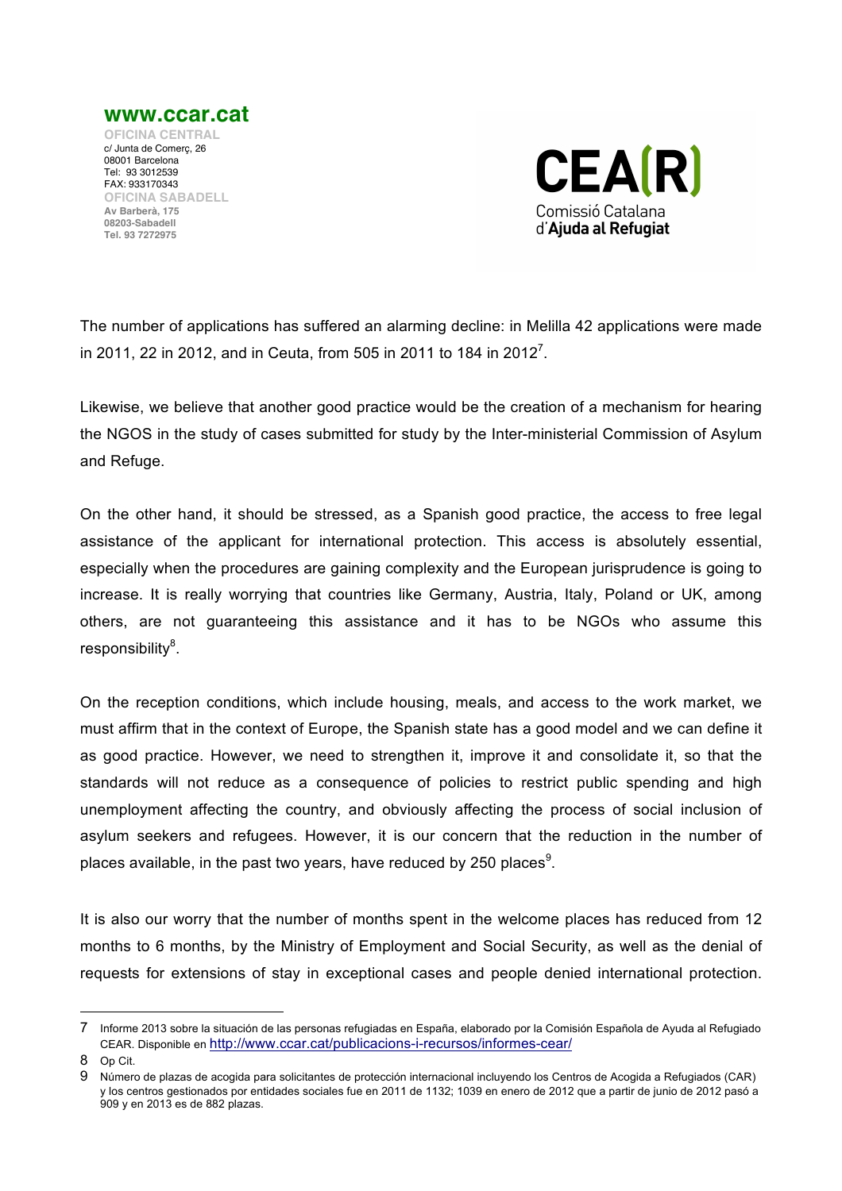The number of applications has suffered an alarming decline: in Melilla 42 applications were made in 2011, 22 in 2012, and in Ceuta, from 505 in 2011 to 184 in 2012[7].

Likewise, we believe that another good practice would be the creation of a mechanism for hearing the NGOS in the study of cases submitted for study by the Inter-ministerial Commission of Asylum and Refuge.

On the other hand, it should be stressed, as a Spanish good practice, the access to free legal assistance of the applicant for international protection. This access is absolutely essential, especially when the procedures are gaining complexity and the European jurisprudence is going to increase. It is really worrying that countries like Germany, Austria, Italy, Poland or UK, among others, are not guaranteeing this assistance and it has to be NGOs who assume this responsibility[8].

On the reception conditions, which include housing, meals, and access to the work market, we must affirm that in the context of Europe, the Spanish state has a good model and we can define it as good practice. However, we need to strengthen it, improve it and consolidate it, so that the standards will not reduce as a consequence of policies to restrict public spending and high unemployment affecting the country, and obviously affecting the process of social inclusion of asylum seekers and refugees. However, it is our concern that the reduction in the number of places available, in the past two years, have reduced by 250 places[9].

It is also our worry that the number of months spent in the welcome places has reduced from 12 months to 6 months, by the Ministry of Employment and Social Security, as well as the denial of requests for extensions of stay in exceptional cases and people denied international protection.

---

7 Informe 2013 sobre la situación de las personas refugiadas en España, elaborado por la Comisión Española de Ayuda al Refugiado CEAR. Disponible en http://www.ccar.cat/publicacions-i-recursos/informes-cear/

8 Op Cit.

9 Número de plazas de acogida para solicitantes de protección internacional incluyendo los Centros de Acogida a Refugiados (CAR) y los centros gestionados por entidades sociales fue en 2011 de 1132; 1039 en enero de 2012 que a partir de junio de 2012 pasó a 909 y en 2013 es de 882 plazas.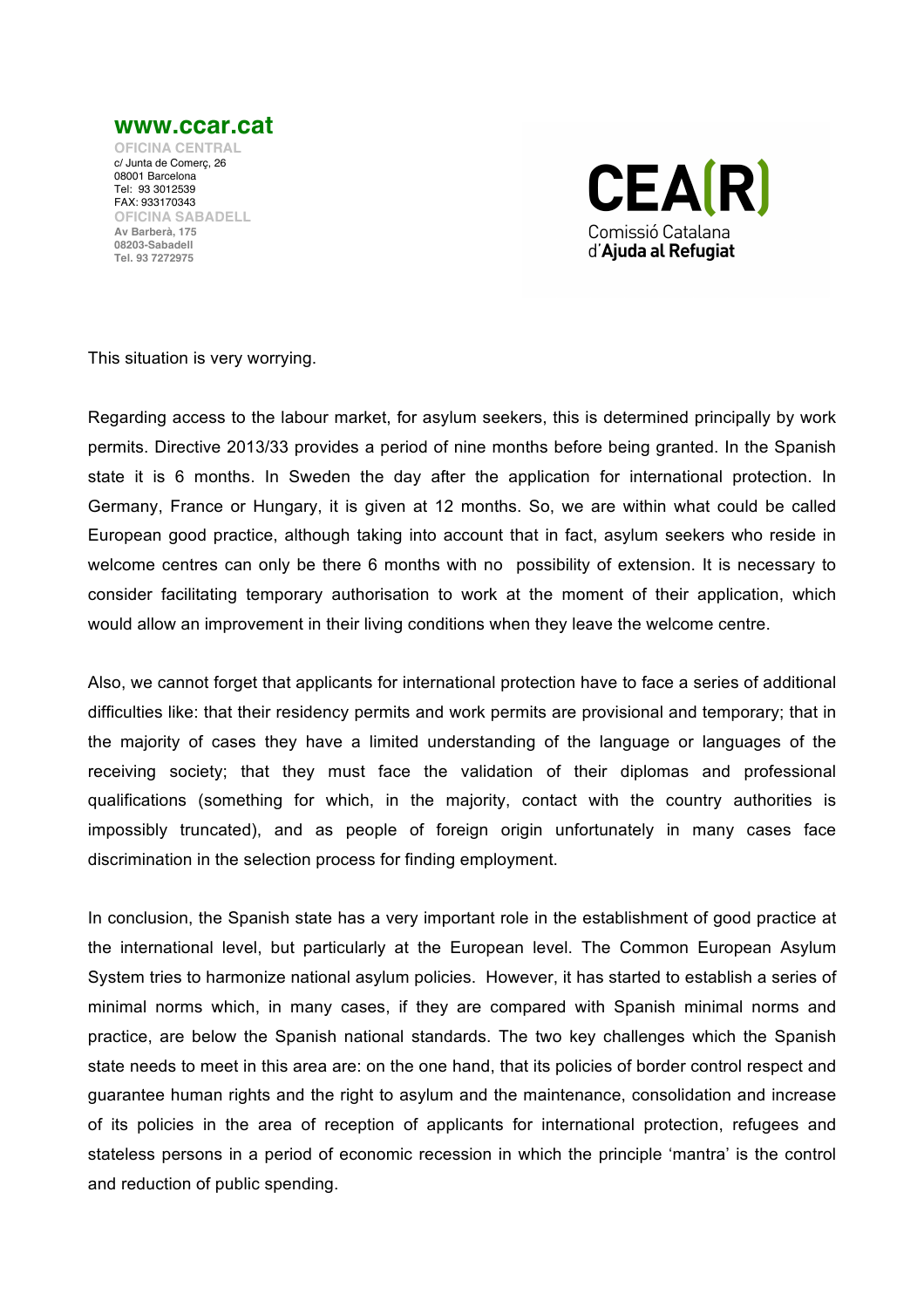This situation is very worrying.

Regarding access to the labour market, for asylum seekers, this is determined principally by work permits. Directive 2013/33 provides a period of nine months before being granted. In the Spanish state it is 6 months. In Sweden the day after the application for international protection. In Germany, France or Hungary, it is given at 12 months. So, we are within what could be called European good practice, although taking into account that in fact, asylum seekers who reside in welcome centres can only be there 6 months with no possibility of extension. It is necessary to consider facilitating temporary authorisation to work at the moment of their application, which would allow an improvement in their living conditions when they leave the welcome centre.

Also, we cannot forget that applicants for international protection have to face a series of additional difficulties like: that their residency permits and work permits are provisional and temporary; that in the majority of cases they have a limited understanding of the language or languages of the receiving society; that they must face the validation of their diplomas and professional qualifications (something for which, in the majority, contact with the country authorities is impossibly truncated), and as people of foreign origin unfortunately in many cases face discrimination in the selection process for finding employment.

In conclusion, the Spanish state has a very important role in the establishment of good practice at the international level, but particularly at the European level. The Common European Asylum System tries to harmonize national asylum policies. However, it has started to establish a series of minimal norms which, in many cases, if they are compared with Spanish minimal norms and practice, are below the Spanish national standards. The two key challenges which the Spanish state needs to meet in this area are: on the one hand, that its policies of border control respect and guarantee human rights and the right to asylum and the maintenance, consolidation and increase of its policies in the area of reception of applicants for international protection, refugees and stateless persons in a period of economic recession in which the principle 'mantra' is the control and reduction of public spending.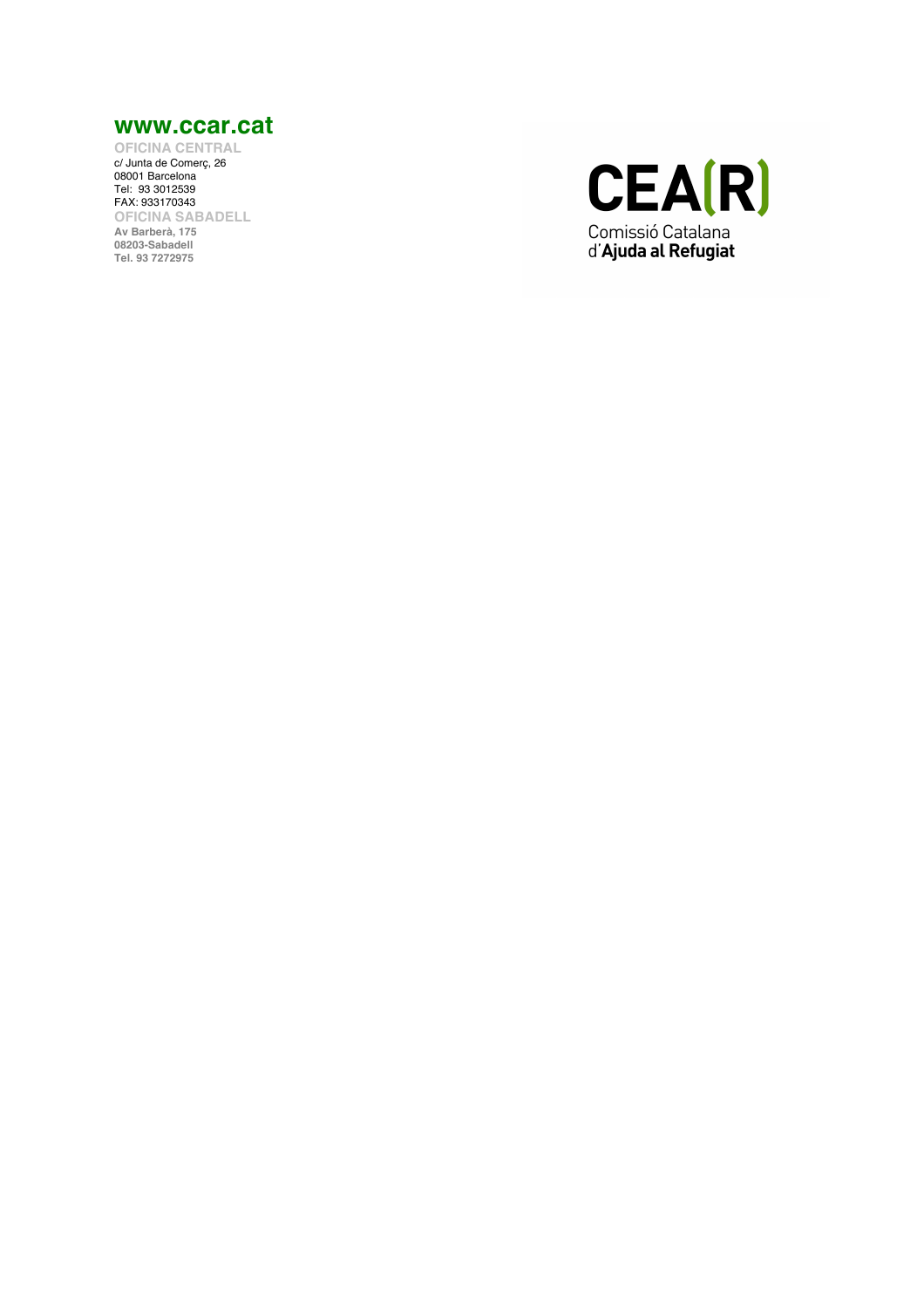**www.ccar.cat**

**OFICINA CENTRAL**
c/ Junta de Comerç, 26
08001 Barcelona
Tel: 93 3012539
FAX: 933170343

**OFICINA SABADELL**
**Av Barberà, 175**
**08203-Sabadell**
**Tel. 93 7272975**

**CEA(R)**
Comissió Catalana
d'**Ajuda al Refugiat**